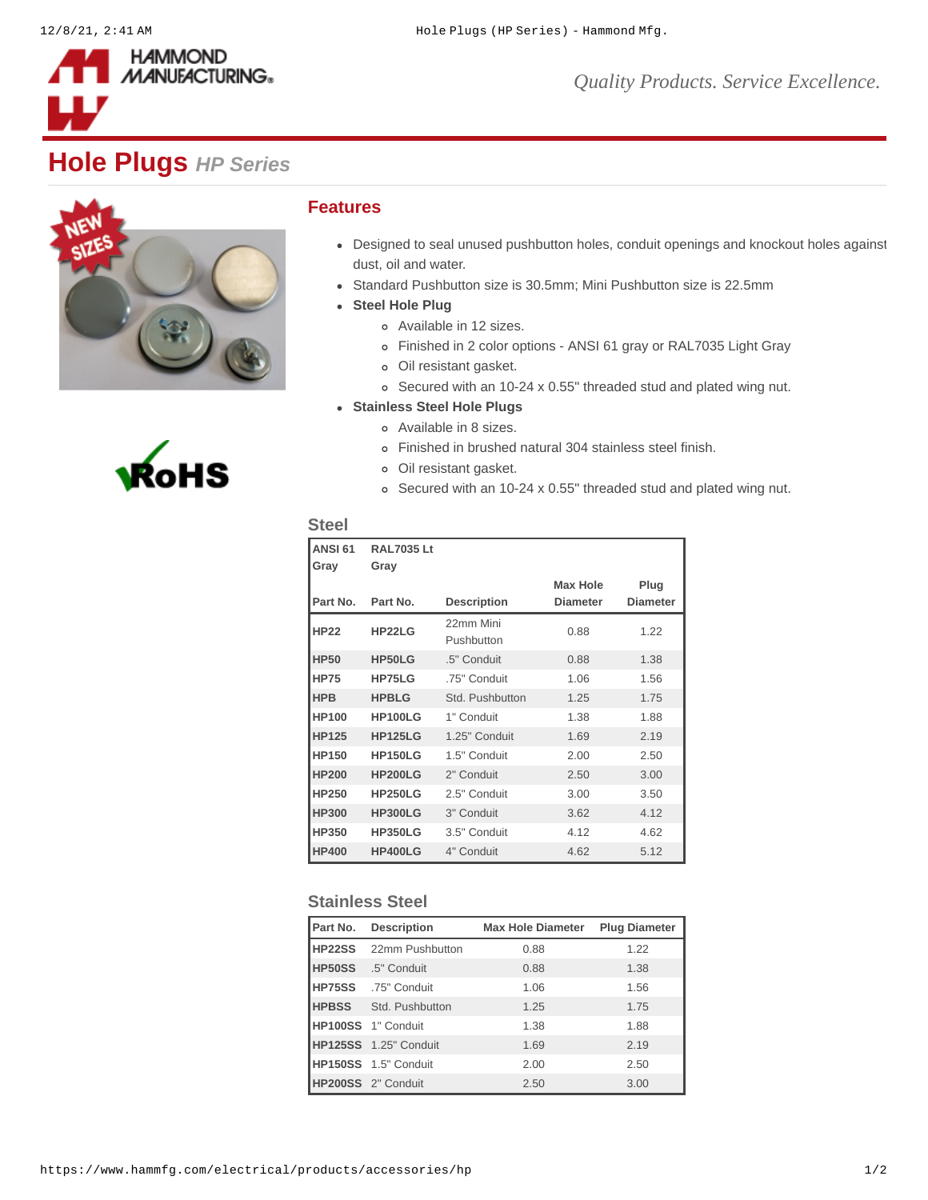HAMMOND MANUFACTURING

*Quality Products. Service Excellence.*

# Hole Plugs *HP Series*

## Features

- Designed to seal unused pushbutton holes, conduit openings and knockout holes against dust, oil and water.
- Standard Pushbutton size is 30.5mm; Mini Pushbutton size is 22.5mm
- **Steel Hole Plug**
  - Available in 12 sizes.
  - Finished in 2 color options - ANSI 61 gray or RAL7035 Light Gray
  - Oil resistant gasket.
  - Secured with an 10-24 x 0.55" threaded stud and plated wing nut.
- **Stainless Steel Hole Plugs**
  - Available in 8 sizes.
  - Finished in brushed natural 304 stainless steel finish.
  - Oil resistant gasket.
  - Secured with an 10-24 x 0.55" threaded stud and plated wing nut.

### Steel

| ANSI 61 Gray Part No. | RAL7035 Lt Gray Part No. | Description | Max Hole Diameter | Plug Diameter |
|---|---|---|---|---|
| **HP22** | **HP22LG** | 22mm Mini Pushbutton | 0.88 | 1.22 |
| **HP50** | **HP50LG** | .5" Conduit | 0.88 | 1.38 |
| **HP75** | **HP75LG** | .75" Conduit | 1.06 | 1.56 |
| **HPB** | **HPBLG** | Std. Pushbutton | 1.25 | 1.75 |
| **HP100** | **HP100LG** | 1" Conduit | 1.38 | 1.88 |
| **HP125** | **HP125LG** | 1.25" Conduit | 1.69 | 2.19 |
| **HP150** | **HP150LG** | 1.5" Conduit | 2.00 | 2.50 |
| **HP200** | **HP200LG** | 2" Conduit | 2.50 | 3.00 |
| **HP250** | **HP250LG** | 2.5" Conduit | 3.00 | 3.50 |
| **HP300** | **HP300LG** | 3" Conduit | 3.62 | 4.12 |
| **HP350** | **HP350LG** | 3.5" Conduit | 4.12 | 4.62 |
| **HP400** | **HP400LG** | 4" Conduit | 4.62 | 5.12 |

### Stainless Steel

| Part No. | Description | Max Hole Diameter | Plug Diameter |
|---|---|---|---|
| **HP22SS** | 22mm Pushbutton | 0.88 | 1.22 |
| **HP50SS** | .5" Conduit | 0.88 | 1.38 |
| **HP75SS** | .75" Conduit | 1.06 | 1.56 |
| **HPBSS** | Std. Pushbutton | 1.25 | 1.75 |
| **HP100SS** | 1" Conduit | 1.38 | 1.88 |
| **HP125SS** | 1.25" Conduit | 1.69 | 2.19 |
| **HP150SS** | 1.5" Conduit | 2.00 | 2.50 |
| **HP200SS** | 2" Conduit | 2.50 | 3.00 |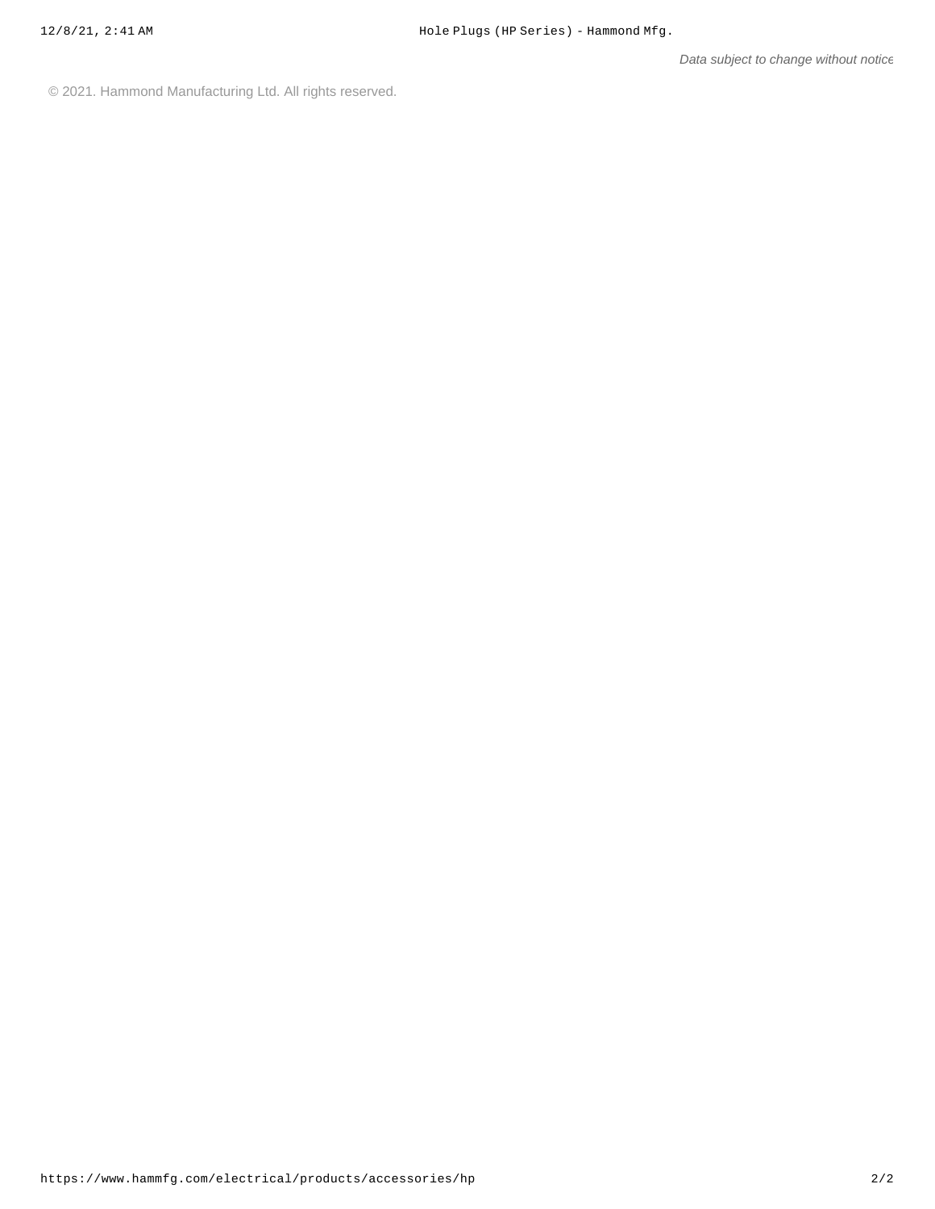*Data subject to change without notice*

© 2021. Hammond Manufacturing Ltd. All rights reserved.